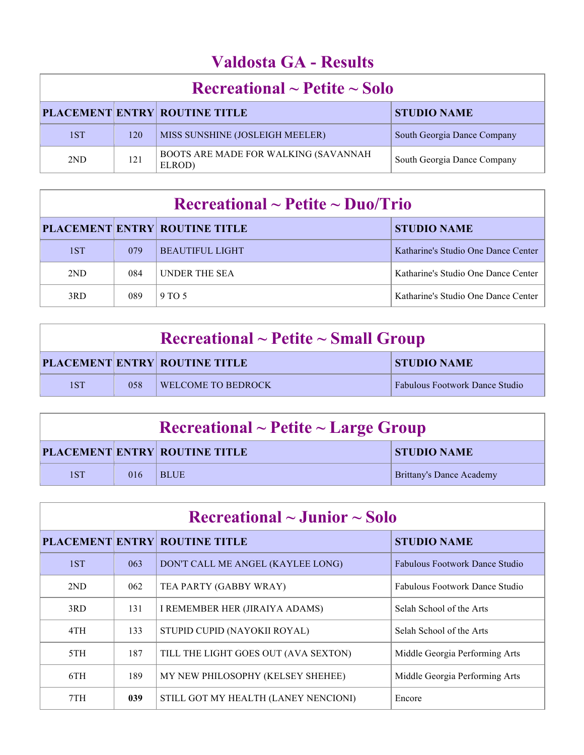# Valdosta GA - Results

## Recreational ~ Petite ~ Solo

| PLACEMENT | ENTRY | ROUTINE TITLE | STUDIO NAME |
|---|---|---|---|
| 1ST | 120 | MISS SUNSHINE (JOSLEIGH MEELER) | South Georgia Dance Company |
| 2ND | 121 | BOOTS ARE MADE FOR WALKING (SAVANNAH ELROD) | South Georgia Dance Company |

## Recreational ~ Petite ~ Duo/Trio

| PLACEMENT | ENTRY | ROUTINE TITLE | STUDIO NAME |
|---|---|---|---|
| 1ST | 079 | BEAUTIFUL LIGHT | Katharine's Studio One Dance Center |
| 2ND | 084 | UNDER THE SEA | Katharine's Studio One Dance Center |
| 3RD | 089 | 9 TO 5 | Katharine's Studio One Dance Center |

## Recreational ~ Petite ~ Small Group

| PLACEMENT | ENTRY | ROUTINE TITLE | STUDIO NAME |
|---|---|---|---|
| 1ST | 058 | WELCOME TO BEDROCK | Fabulous Footwork Dance Studio |

## Recreational ~ Petite ~ Large Group

| PLACEMENT | ENTRY | ROUTINE TITLE | STUDIO NAME |
|---|---|---|---|
| 1ST | 016 | BLUE | Brittany's Dance Academy |

## Recreational ~ Junior ~ Solo

| PLACEMENT | ENTRY | ROUTINE TITLE | STUDIO NAME |
|---|---|---|---|
| 1ST | 063 | DON'T CALL ME ANGEL (KAYLEE LONG) | Fabulous Footwork Dance Studio |
| 2ND | 062 | TEA PARTY (GABBY WRAY) | Fabulous Footwork Dance Studio |
| 3RD | 131 | I REMEMBER HER (JIRAIYA ADAMS) | Selah School of the Arts |
| 4TH | 133 | STUPID CUPID (NAYOKII ROYAL) | Selah School of the Arts |
| 5TH | 187 | TILL THE LIGHT GOES OUT (AVA SEXTON) | Middle Georgia Performing Arts |
| 6TH | 189 | MY NEW PHILOSOPHY (KELSEY SHEHEE) | Middle Georgia Performing Arts |
| 7TH | **039** | STILL GOT MY HEALTH (LANEY NENCIONI) | Encore |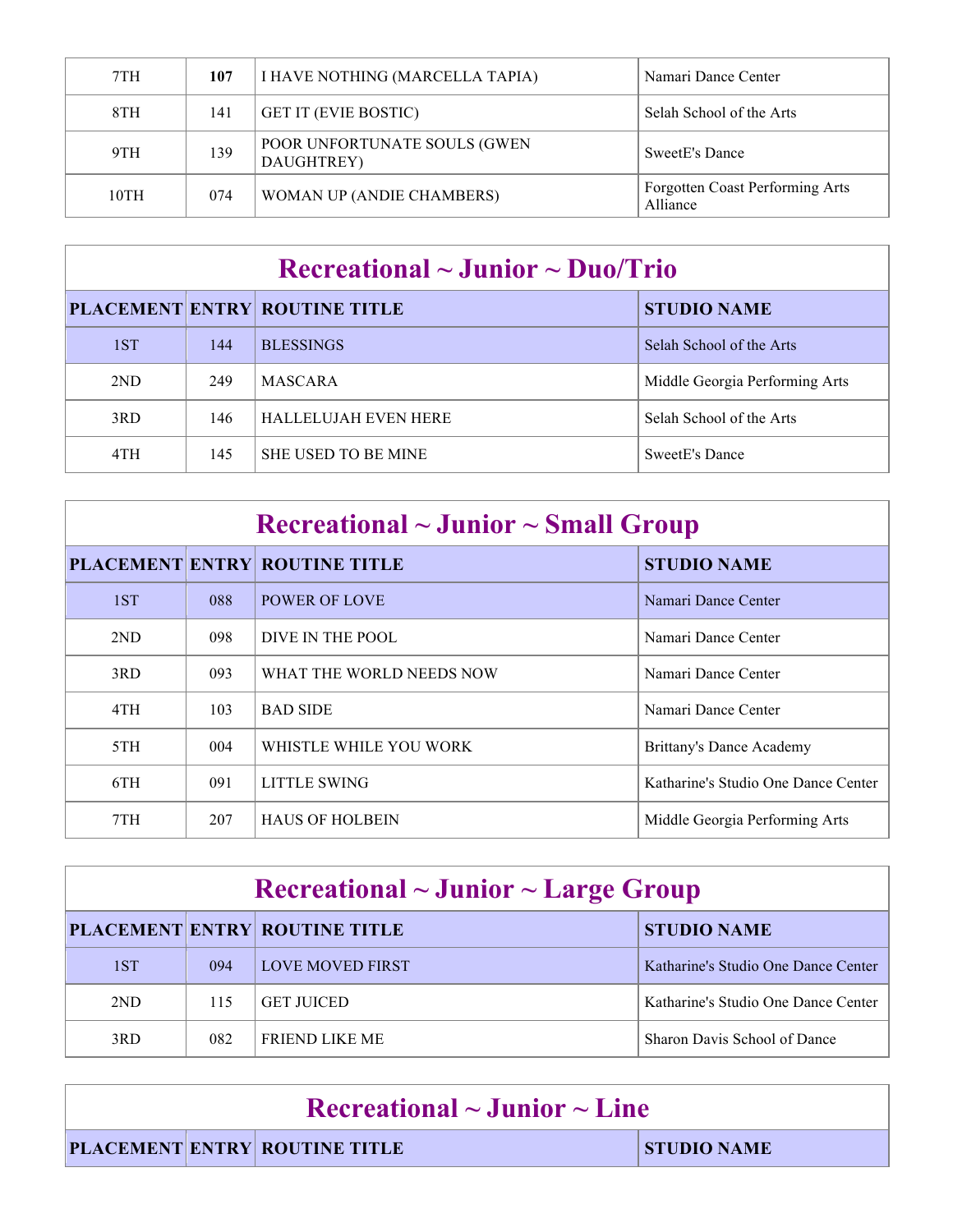| | | | |
|---|---|---|---|
| 7TH | **107** | I HAVE NOTHING (MARCELLA TAPIA) | Namari Dance Center |
| 8TH | 141 | GET IT (EVIE BOSTIC) | Selah School of the Arts |
| 9TH | 139 | POOR UNFORTUNATE SOULS (GWEN DAUGHTREY) | SweetE's Dance |
| 10TH | 074 | WOMAN UP (ANDIE CHAMBERS) | Forgotten Coast Performing Arts Alliance |

## Recreational ~ Junior ~ Duo/Trio

| PLACEMENT | ENTRY | ROUTINE TITLE | STUDIO NAME |
|---|---|---|---|
| 1ST | 144 | BLESSINGS | Selah School of the Arts |
| 2ND | 249 | MASCARA | Middle Georgia Performing Arts |
| 3RD | 146 | HALLELUJAH EVEN HERE | Selah School of the Arts |
| 4TH | 145 | SHE USED TO BE MINE | SweetE's Dance |

## Recreational ~ Junior ~ Small Group

| PLACEMENT | ENTRY | ROUTINE TITLE | STUDIO NAME |
|---|---|---|---|
| 1ST | 088 | POWER OF LOVE | Namari Dance Center |
| 2ND | 098 | DIVE IN THE POOL | Namari Dance Center |
| 3RD | 093 | WHAT THE WORLD NEEDS NOW | Namari Dance Center |
| 4TH | 103 | BAD SIDE | Namari Dance Center |
| 5TH | 004 | WHISTLE WHILE YOU WORK | Brittany's Dance Academy |
| 6TH | 091 | LITTLE SWING | Katharine's Studio One Dance Center |
| 7TH | 207 | HAUS OF HOLBEIN | Middle Georgia Performing Arts |

## Recreational ~ Junior ~ Large Group

| PLACEMENT | ENTRY | ROUTINE TITLE | STUDIO NAME |
|---|---|---|---|
| 1ST | 094 | LOVE MOVED FIRST | Katharine's Studio One Dance Center |
| 2ND | 115 | GET JUICED | Katharine's Studio One Dance Center |
| 3RD | 082 | FRIEND LIKE ME | Sharon Davis School of Dance |

## Recreational ~ Junior ~ Line

| PLACEMENT | ENTRY | ROUTINE TITLE | STUDIO NAME |
|---|---|---|---|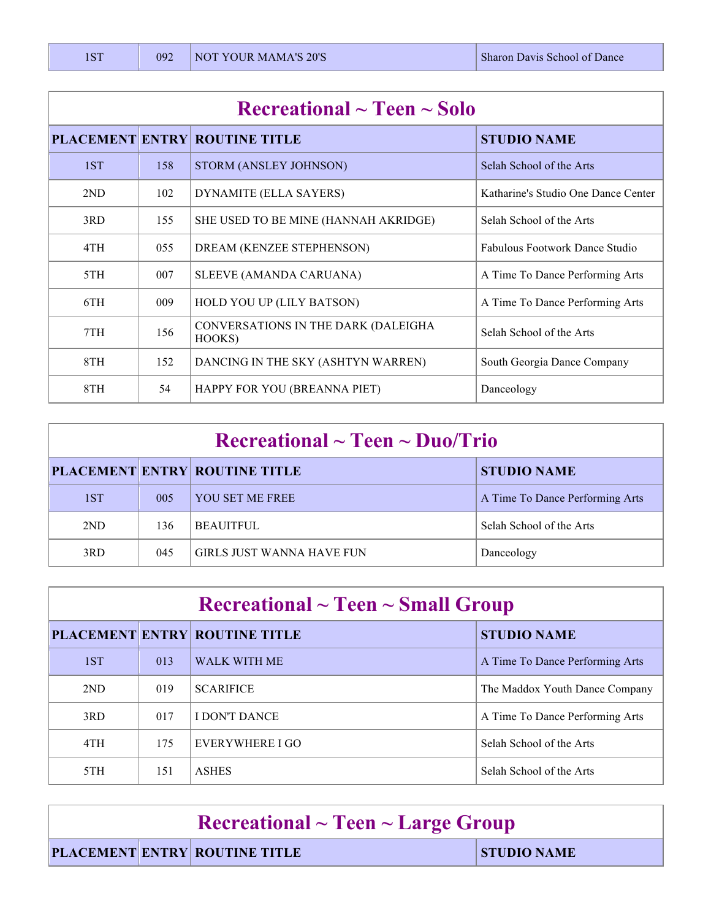| 1ST | 092 | NOT YOUR MAMA'S 20'S | Sharon Davis School of Dance |
|---|---|---|---|

## Recreational ~ Teen ~ Solo

| PLACEMENT | ENTRY | ROUTINE TITLE | STUDIO NAME |
|---|---|---|---|
| 1ST | 158 | STORM (ANSLEY JOHNSON) | Selah School of the Arts |
| 2ND | 102 | DYNAMITE (ELLA SAYERS) | Katharine's Studio One Dance Center |
| 3RD | 155 | SHE USED TO BE MINE (HANNAH AKRIDGE) | Selah School of the Arts |
| 4TH | 055 | DREAM (KENZEE STEPHENSON) | Fabulous Footwork Dance Studio |
| 5TH | 007 | SLEEVE (AMANDA CARUANA) | A Time To Dance Performing Arts |
| 6TH | 009 | HOLD YOU UP (LILY BATSON) | A Time To Dance Performing Arts |
| 7TH | 156 | CONVERSATIONS IN THE DARK (DALEIGHA HOOKS) | Selah School of the Arts |
| 8TH | 152 | DANCING IN THE SKY (ASHTYN WARREN) | South Georgia Dance Company |
| 8TH | 54 | HAPPY FOR YOU (BREANNA PIET) | Danceology |

## Recreational ~ Teen ~ Duo/Trio

| PLACEMENT | ENTRY | ROUTINE TITLE | STUDIO NAME |
|---|---|---|---|
| 1ST | 005 | YOU SET ME FREE | A Time To Dance Performing Arts |
| 2ND | 136 | BEAUITFUL | Selah School of the Arts |
| 3RD | 045 | GIRLS JUST WANNA HAVE FUN | Danceology |

## Recreational ~ Teen ~ Small Group

| PLACEMENT | ENTRY | ROUTINE TITLE | STUDIO NAME |
|---|---|---|---|
| 1ST | 013 | WALK WITH ME | A Time To Dance Performing Arts |
| 2ND | 019 | SCARIFICE | The Maddox Youth Dance Company |
| 3RD | 017 | I DON'T DANCE | A Time To Dance Performing Arts |
| 4TH | 175 | EVERYWHERE I GO | Selah School of the Arts |
| 5TH | 151 | ASHES | Selah School of the Arts |

## Recreational ~ Teen ~ Large Group

| PLACEMENT | ENTRY | ROUTINE TITLE | STUDIO NAME |
|---|---|---|---|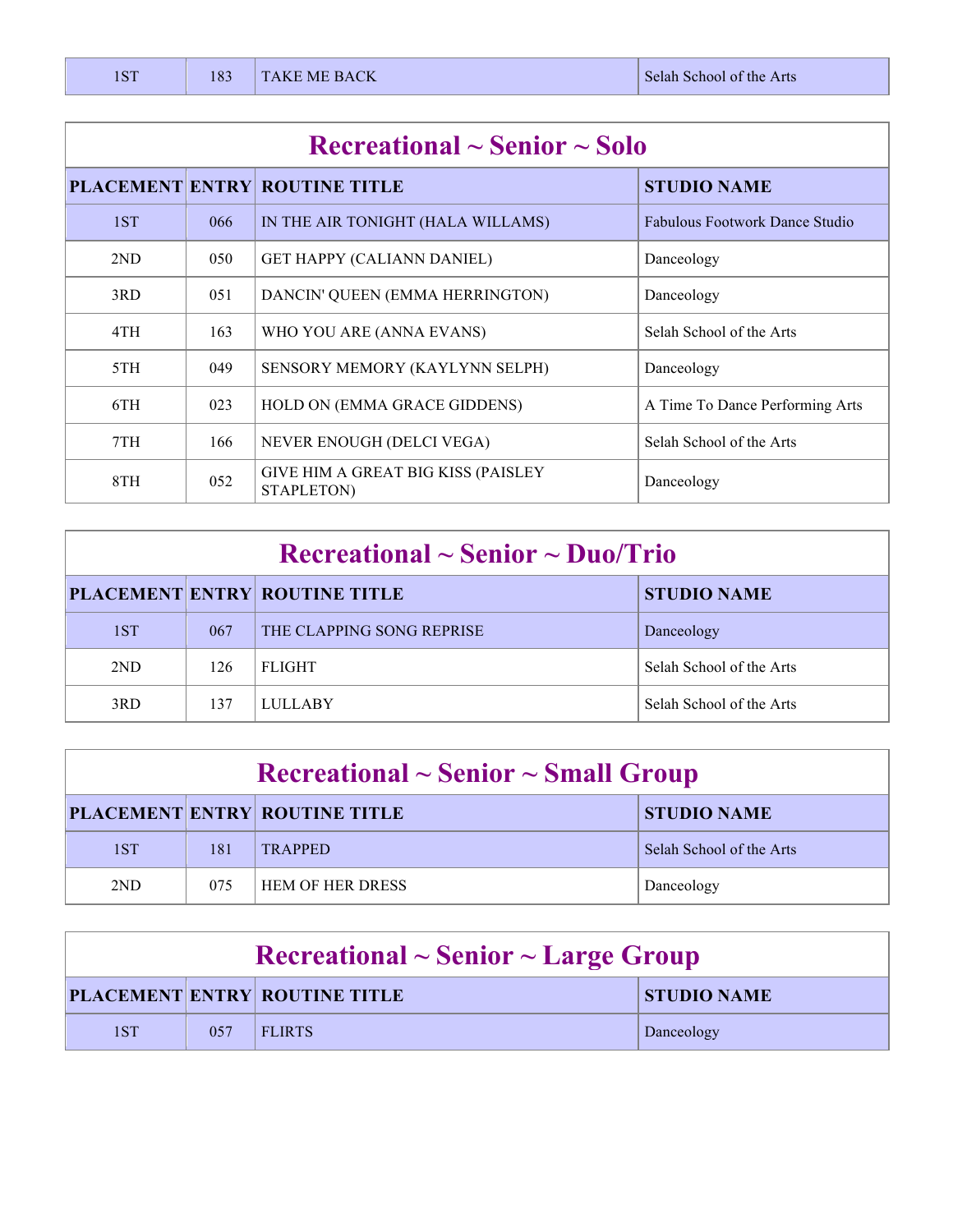| 1ST | 183 | TAKE ME BACK | Selah School of the Arts |
|---|---|---|---|

## Recreational ~ Senior ~ Solo

| PLACEMENT | ENTRY | ROUTINE TITLE | STUDIO NAME |
|---|---|---|---|
| 1ST | 066 | IN THE AIR TONIGHT (HALA WILLAMS) | Fabulous Footwork Dance Studio |
| 2ND | 050 | GET HAPPY (CALIANN DANIEL) | Danceology |
| 3RD | 051 | DANCIN' QUEEN (EMMA HERRINGTON) | Danceology |
| 4TH | 163 | WHO YOU ARE (ANNA EVANS) | Selah School of the Arts |
| 5TH | 049 | SENSORY MEMORY (KAYLYNN SELPH) | Danceology |
| 6TH | 023 | HOLD ON (EMMA GRACE GIDDENS) | A Time To Dance Performing Arts |
| 7TH | 166 | NEVER ENOUGH (DELCI VEGA) | Selah School of the Arts |
| 8TH | 052 | GIVE HIM A GREAT BIG KISS (PAISLEY STAPLETON) | Danceology |

## Recreational ~ Senior ~ Duo/Trio

| PLACEMENT | ENTRY | ROUTINE TITLE | STUDIO NAME |
|---|---|---|---|
| 1ST | 067 | THE CLAPPING SONG REPRISE | Danceology |
| 2ND | 126 | FLIGHT | Selah School of the Arts |
| 3RD | 137 | LULLABY | Selah School of the Arts |

## Recreational ~ Senior ~ Small Group

| PLACEMENT | ENTRY | ROUTINE TITLE | STUDIO NAME |
|---|---|---|---|
| 1ST | 181 | TRAPPED | Selah School of the Arts |
| 2ND | 075 | HEM OF HER DRESS | Danceology |

## Recreational ~ Senior ~ Large Group

| PLACEMENT | ENTRY | ROUTINE TITLE | STUDIO NAME |
|---|---|---|---|
| 1ST | 057 | FLIRTS | Danceology |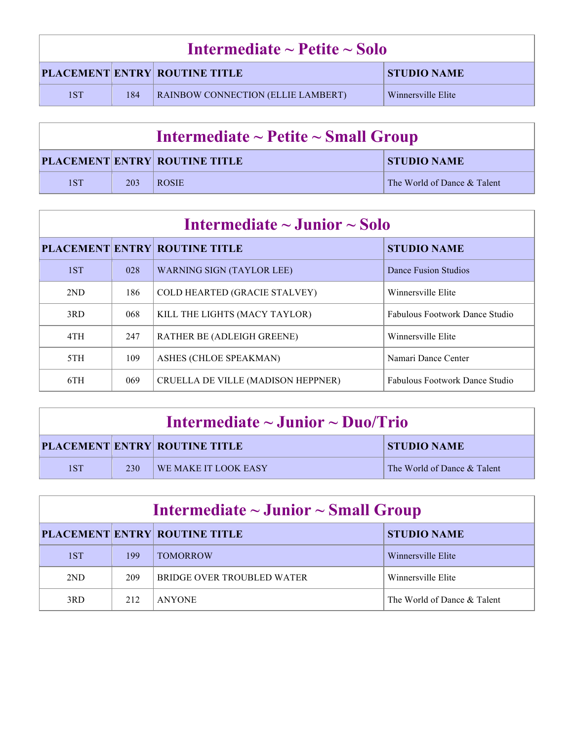## Intermediate ~ Petite ~ Solo

| PLACEMENT | ENTRY | ROUTINE TITLE | STUDIO NAME |
|---|---|---|---|
| 1ST | 184 | RAINBOW CONNECTION (ELLIE LAMBERT) | Winnersville Elite |

## Intermediate ~ Petite ~ Small Group

| PLACEMENT | ENTRY | ROUTINE TITLE | STUDIO NAME |
|---|---|---|---|
| 1ST | 203 | ROSIE | The World of Dance & Talent |

## Intermediate ~ Junior ~ Solo

| PLACEMENT | ENTRY | ROUTINE TITLE | STUDIO NAME |
|---|---|---|---|
| 1ST | 028 | WARNING SIGN (TAYLOR LEE) | Dance Fusion Studios |
| 2ND | 186 | COLD HEARTED (GRACIE STALVEY) | Winnersville Elite |
| 3RD | 068 | KILL THE LIGHTS (MACY TAYLOR) | Fabulous Footwork Dance Studio |
| 4TH | 247 | RATHER BE (ADLEIGH GREENE) | Winnersville Elite |
| 5TH | 109 | ASHES (CHLOE SPEAKMAN) | Namari Dance Center |
| 6TH | 069 | CRUELLA DE VILLE (MADISON HEPPNER) | Fabulous Footwork Dance Studio |

## Intermediate ~ Junior ~ Duo/Trio

| PLACEMENT | ENTRY | ROUTINE TITLE | STUDIO NAME |
|---|---|---|---|
| 1ST | 230 | WE MAKE IT LOOK EASY | The World of Dance & Talent |

## Intermediate ~ Junior ~ Small Group

| PLACEMENT | ENTRY | ROUTINE TITLE | STUDIO NAME |
|---|---|---|---|
| 1ST | 199 | TOMORROW | Winnersville Elite |
| 2ND | 209 | BRIDGE OVER TROUBLED WATER | Winnersville Elite |
| 3RD | 212 | ANYONE | The World of Dance & Talent |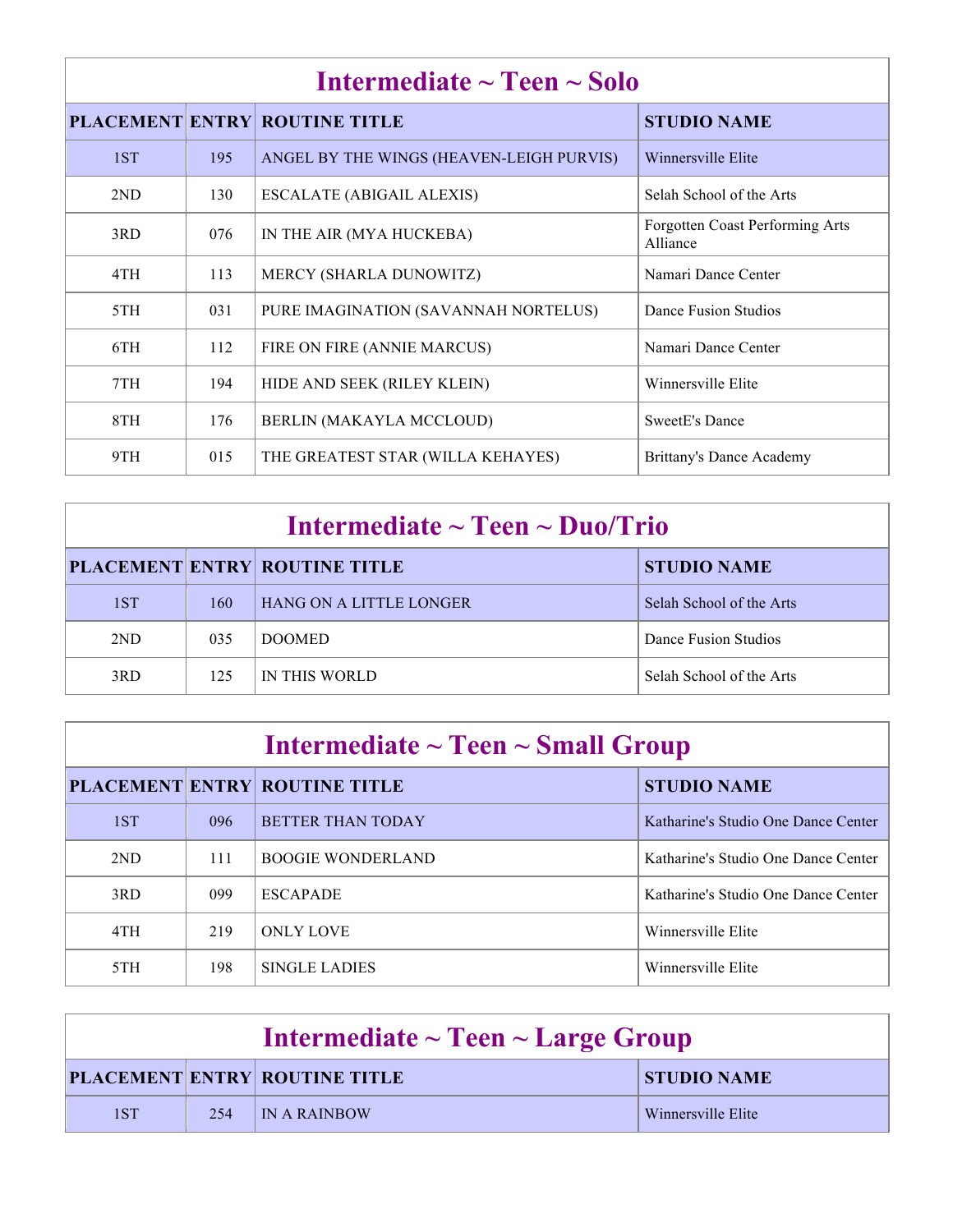## Intermediate ~ Teen ~ Solo

| PLACEMENT | ENTRY | ROUTINE TITLE | STUDIO NAME |
|---|---|---|---|
| 1ST | 195 | ANGEL BY THE WINGS (HEAVEN-LEIGH PURVIS) | Winnersville Elite |
| 2ND | 130 | ESCALATE (ABIGAIL ALEXIS) | Selah School of the Arts |
| 3RD | 076 | IN THE AIR (MYA HUCKEBA) | Forgotten Coast Performing Arts Alliance |
| 4TH | 113 | MERCY (SHARLA DUNOWITZ) | Namari Dance Center |
| 5TH | 031 | PURE IMAGINATION (SAVANNAH NORTELUS) | Dance Fusion Studios |
| 6TH | 112 | FIRE ON FIRE (ANNIE MARCUS) | Namari Dance Center |
| 7TH | 194 | HIDE AND SEEK (RILEY KLEIN) | Winnersville Elite |
| 8TH | 176 | BERLIN (MAKAYLA MCCLOUD) | SweetE's Dance |
| 9TH | 015 | THE GREATEST STAR (WILLA KEHAYES) | Brittany's Dance Academy |

## Intermediate ~ Teen ~ Duo/Trio

| PLACEMENT | ENTRY | ROUTINE TITLE | STUDIO NAME |
|---|---|---|---|
| 1ST | 160 | HANG ON A LITTLE LONGER | Selah School of the Arts |
| 2ND | 035 | DOOMED | Dance Fusion Studios |
| 3RD | 125 | IN THIS WORLD | Selah School of the Arts |

## Intermediate ~ Teen ~ Small Group

| PLACEMENT | ENTRY | ROUTINE TITLE | STUDIO NAME |
|---|---|---|---|
| 1ST | 096 | BETTER THAN TODAY | Katharine's Studio One Dance Center |
| 2ND | 111 | BOOGIE WONDERLAND | Katharine's Studio One Dance Center |
| 3RD | 099 | ESCAPADE | Katharine's Studio One Dance Center |
| 4TH | 219 | ONLY LOVE | Winnersville Elite |
| 5TH | 198 | SINGLE LADIES | Winnersville Elite |

## Intermediate ~ Teen ~ Large Group

| PLACEMENT | ENTRY | ROUTINE TITLE | STUDIO NAME |
|---|---|---|---|
| 1ST | 254 | IN A RAINBOW | Winnersville Elite |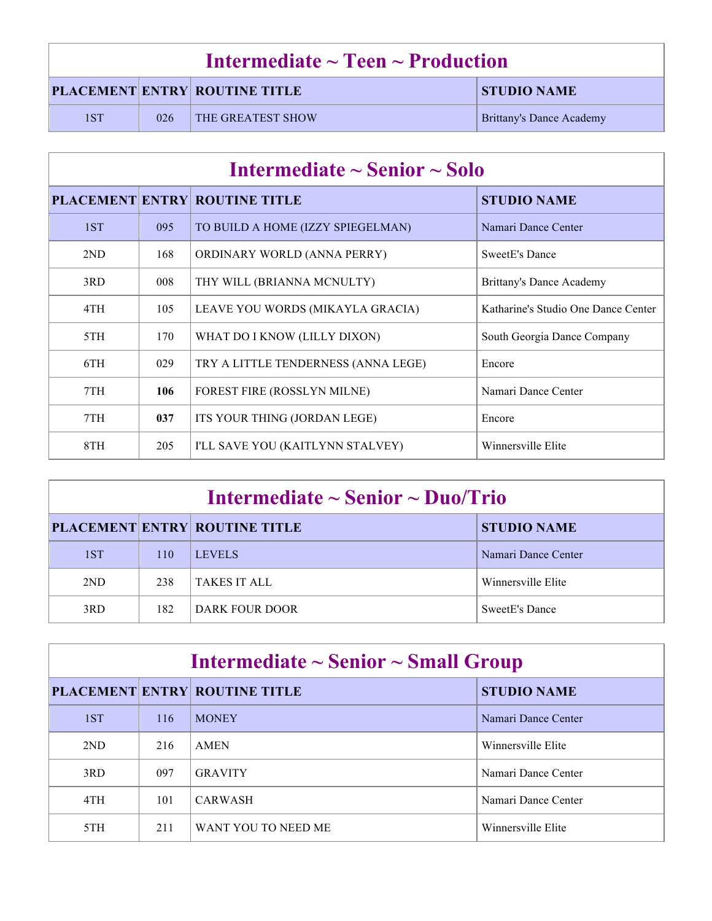## Intermediate ~ Teen ~ Production

| PLACEMENT | ENTRY | ROUTINE TITLE | STUDIO NAME |
|---|---|---|---|
| 1ST | 026 | THE GREATEST SHOW | Brittany's Dance Academy |

## Intermediate ~ Senior ~ Solo

| PLACEMENT | ENTRY | ROUTINE TITLE | STUDIO NAME |
|---|---|---|---|
| 1ST | 095 | TO BUILD A HOME (IZZY SPIEGELMAN) | Namari Dance Center |
| 2ND | 168 | ORDINARY WORLD (ANNA PERRY) | SweetE's Dance |
| 3RD | 008 | THY WILL (BRIANNA MCNULTY) | Brittany's Dance Academy |
| 4TH | 105 | LEAVE YOU WORDS (MIKAYLA GRACIA) | Katharine's Studio One Dance Center |
| 5TH | 170 | WHAT DO I KNOW (LILLY DIXON) | South Georgia Dance Company |
| 6TH | 029 | TRY A LITTLE TENDERNESS (ANNA LEGE) | Encore |
| 7TH | **106** | FOREST FIRE (ROSSLYN MILNE) | Namari Dance Center |
| 7TH | **037** | ITS YOUR THING (JORDAN LEGE) | Encore |
| 8TH | 205 | I'LL SAVE YOU (KAITLYNN STALVEY) | Winnersville Elite |

## Intermediate ~ Senior ~ Duo/Trio

| PLACEMENT | ENTRY | ROUTINE TITLE | STUDIO NAME |
|---|---|---|---|
| 1ST | 110 | LEVELS | Namari Dance Center |
| 2ND | 238 | TAKES IT ALL | Winnersville Elite |
| 3RD | 182 | DARK FOUR DOOR | SweetE's Dance |

## Intermediate ~ Senior ~ Small Group

| PLACEMENT | ENTRY | ROUTINE TITLE | STUDIO NAME |
|---|---|---|---|
| 1ST | 116 | MONEY | Namari Dance Center |
| 2ND | 216 | AMEN | Winnersville Elite |
| 3RD | 097 | GRAVITY | Namari Dance Center |
| 4TH | 101 | CARWASH | Namari Dance Center |
| 5TH | 211 | WANT YOU TO NEED ME | Winnersville Elite |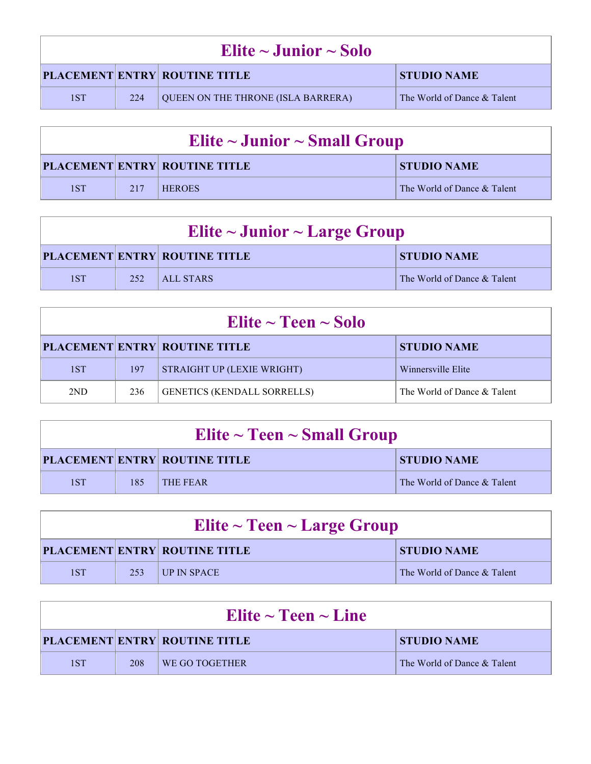## Elite ~ Junior ~ Solo

| PLACEMENT | ENTRY | ROUTINE TITLE | STUDIO NAME |
|---|---|---|---|
| 1ST | 224 | QUEEN ON THE THRONE (ISLA BARRERA) | The World of Dance & Talent |

## Elite ~ Junior ~ Small Group

| PLACEMENT | ENTRY | ROUTINE TITLE | STUDIO NAME |
|---|---|---|---|
| 1ST | 217 | HEROES | The World of Dance & Talent |

## Elite ~ Junior ~ Large Group

| PLACEMENT | ENTRY | ROUTINE TITLE | STUDIO NAME |
|---|---|---|---|
| 1ST | 252 | ALL STARS | The World of Dance & Talent |

## Elite ~ Teen ~ Solo

| PLACEMENT | ENTRY | ROUTINE TITLE | STUDIO NAME |
|---|---|---|---|
| 1ST | 197 | STRAIGHT UP (LEXIE WRIGHT) | Winnersville Elite |
| 2ND | 236 | GENETICS (KENDALL SORRELLS) | The World of Dance & Talent |

## Elite ~ Teen ~ Small Group

| PLACEMENT | ENTRY | ROUTINE TITLE | STUDIO NAME |
|---|---|---|---|
| 1ST | 185 | THE FEAR | The World of Dance & Talent |

## Elite ~ Teen ~ Large Group

| PLACEMENT | ENTRY | ROUTINE TITLE | STUDIO NAME |
|---|---|---|---|
| 1ST | 253 | UP IN SPACE | The World of Dance & Talent |

## Elite ~ Teen ~ Line

| PLACEMENT | ENTRY | ROUTINE TITLE | STUDIO NAME |
|---|---|---|---|
| 1ST | 208 | WE GO TOGETHER | The World of Dance & Talent |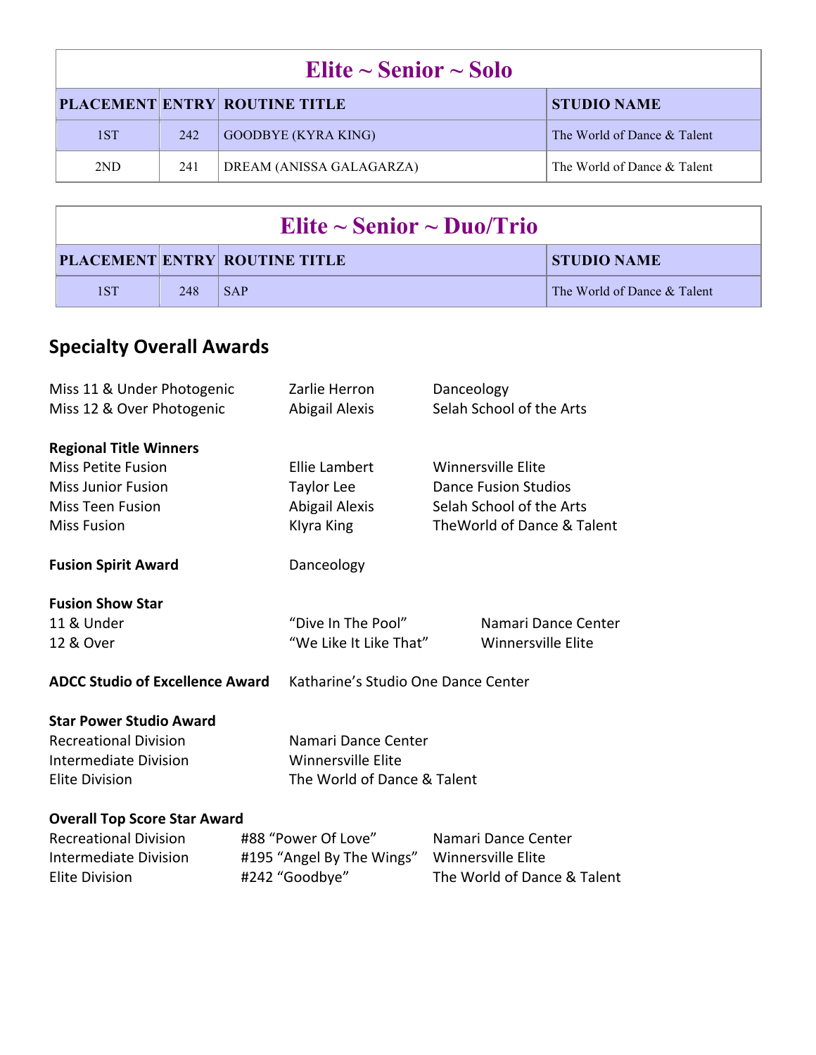| Elite ~ Senior ~ Solo | | | |
|---|---|---|---|
| **PLACEMENT** | **ENTRY** | **ROUTINE TITLE** | **STUDIO NAME** |
| 1ST | 242 | GOODBYE (KYRA KING) | The World of Dance & Talent |
| 2ND | 241 | DREAM (ANISSA GALAGARZA) | The World of Dance & Talent |

| Elite ~ Senior ~ Duo/Trio | | | |
|---|---|---|---|
| **PLACEMENT** | **ENTRY** | **ROUTINE TITLE** | **STUDIO NAME** |
| 1ST | 248 | SAP | The World of Dance & Talent |

## Specialty Overall Awards

Miss 11 & Under Photogenic — Zarlie Herron — Danceology
Miss 12 & Over Photogenic — Abigail Alexis — Selah School of the Arts

**Regional Title Winners**
Miss Petite Fusion — Ellie Lambert — Winnersville Elite
Miss Junior Fusion — Taylor Lee — Dance Fusion Studios
Miss Teen Fusion — Abigail Alexis — Selah School of the Arts
Miss Fusion — Klyra King — TheWorld of Dance & Talent

**Fusion Spirit Award** — Danceology

**Fusion Show Star**
11 & Under — "Dive In The Pool" — Namari Dance Center
12 & Over — "We Like It Like That" — Winnersville Elite

**ADCC Studio of Excellence Award** — Katharine's Studio One Dance Center

**Star Power Studio Award**
Recreational Division — Namari Dance Center
Intermediate Division — Winnersville Elite
Elite Division — The World of Dance & Talent

**Overall Top Score Star Award**
Recreational Division — #88 "Power Of Love" — Namari Dance Center
Intermediate Division — #195 "Angel By The Wings" — Winnersville Elite
Elite Division — #242 "Goodbye" — The World of Dance & Talent